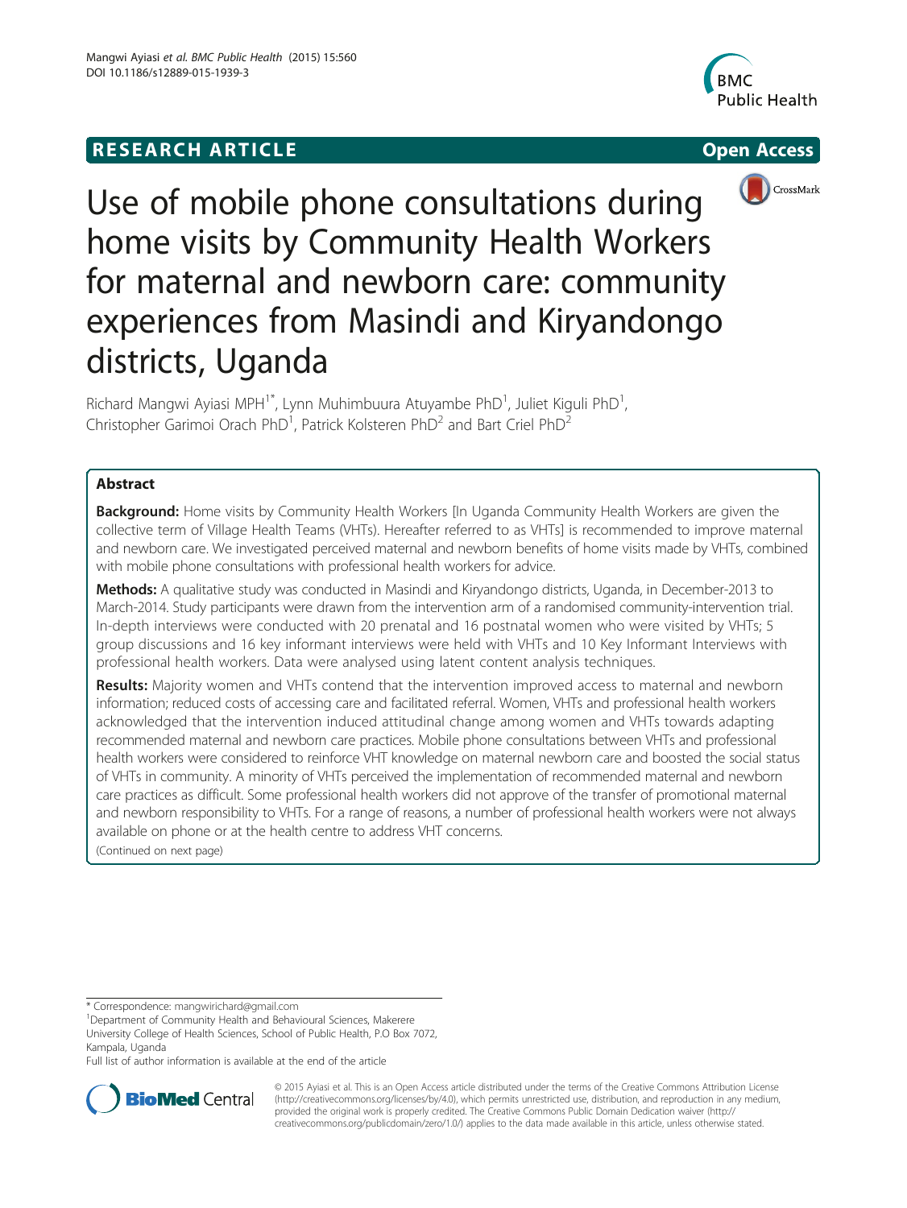RESEARCH ARTICLE

Open Access

# Use of mobile phone consultations during home visits by Community Health Workers for maternal and newborn care: community experiences from Masindi and Kiryandongo districts, Uganda

Richard Mangwi Ayiasi MPH[1*], Lynn Muhimbuura Atuyambe PhD[1], Juliet Kiguli PhD[1], Christopher Garimoi Orach PhD[1], Patrick Kolsteren PhD[2] and Bart Criel PhD[2]

## Abstract

**Background:** Home visits by Community Health Workers [In Uganda Community Health Workers are given the collective term of Village Health Teams (VHTs). Hereafter referred to as VHTs] is recommended to improve maternal and newborn care. We investigated perceived maternal and newborn benefits of home visits made by VHTs, combined with mobile phone consultations with professional health workers for advice.

**Methods:** A qualitative study was conducted in Masindi and Kiryandongo districts, Uganda, in December-2013 to March-2014. Study participants were drawn from the intervention arm of a randomised community-intervention trial. In-depth interviews were conducted with 20 prenatal and 16 postnatal women who were visited by VHTs; 5 group discussions and 16 key informant interviews were held with VHTs and 10 Key Informant Interviews with professional health workers. Data were analysed using latent content analysis techniques.

**Results:** Majority women and VHTs contend that the intervention improved access to maternal and newborn information; reduced costs of accessing care and facilitated referral. Women, VHTs and professional health workers acknowledged that the intervention induced attitudinal change among women and VHTs towards adapting recommended maternal and newborn care practices. Mobile phone consultations between VHTs and professional health workers were considered to reinforce VHT knowledge on maternal newborn care and boosted the social status of VHTs in community. A minority of VHTs perceived the implementation of recommended maternal and newborn care practices as difficult. Some professional health workers did not approve of the transfer of promotional maternal and newborn responsibility to VHTs. For a range of reasons, a number of professional health workers were not always available on phone or at the health centre to address VHT concerns.

(Continued on next page)

* Correspondence: mangwirichard@gmail.com
[1]Department of Community Health and Behavioural Sciences, Makerere University College of Health Sciences, School of Public Health, P.O Box 7072, Kampala, Uganda
Full list of author information is available at the end of the article

© 2015 Ayiasi et al. This is an Open Access article distributed under the terms of the Creative Commons Attribution License (http://creativecommons.org/licenses/by/4.0), which permits unrestricted use, distribution, and reproduction in any medium, provided the original work is properly credited. The Creative Commons Public Domain Dedication waiver (http://creativecommons.org/publicdomain/zero/1.0/) applies to the data made available in this article, unless otherwise stated.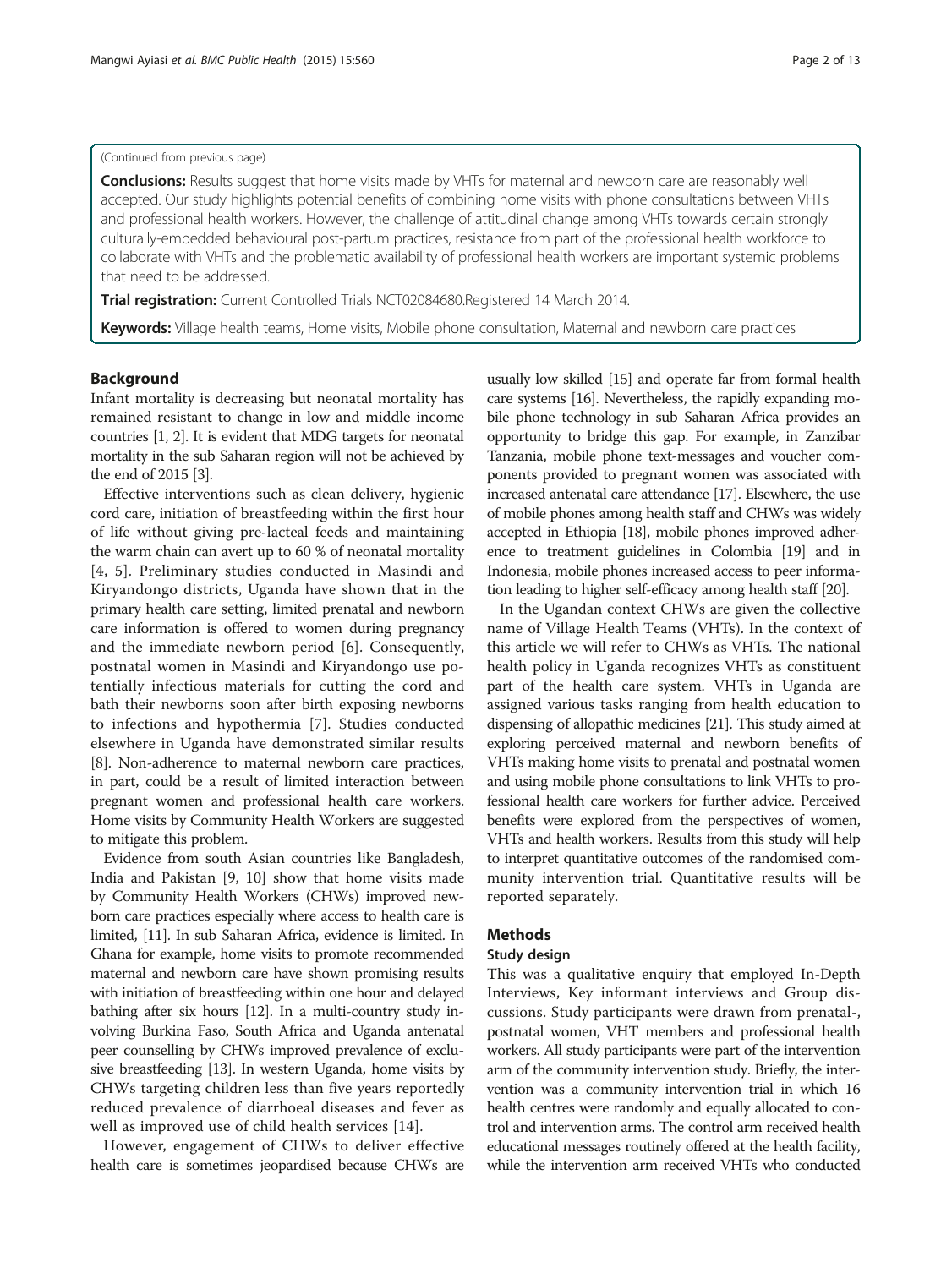(Continued from previous page)

**Conclusions:** Results suggest that home visits made by VHTs for maternal and newborn care are reasonably well accepted. Our study highlights potential benefits of combining home visits with phone consultations between VHTs and professional health workers. However, the challenge of attitudinal change among VHTs towards certain strongly culturally-embedded behavioural post-partum practices, resistance from part of the professional health workforce to collaborate with VHTs and the problematic availability of professional health workers are important systemic problems that need to be addressed.

**Trial registration:** Current Controlled Trials NCT02084680.Registered 14 March 2014.

**Keywords:** Village health teams, Home visits, Mobile phone consultation, Maternal and newborn care practices

## Background

Infant mortality is decreasing but neonatal mortality has remained resistant to change in low and middle income countries [1, 2]. It is evident that MDG targets for neonatal mortality in the sub Saharan region will not be achieved by the end of 2015 [3].

Effective interventions such as clean delivery, hygienic cord care, initiation of breastfeeding within the first hour of life without giving pre-lacteal feeds and maintaining the warm chain can avert up to 60 % of neonatal mortality [4, 5]. Preliminary studies conducted in Masindi and Kiryandongo districts, Uganda have shown that in the primary health care setting, limited prenatal and newborn care information is offered to women during pregnancy and the immediate newborn period [6]. Consequently, postnatal women in Masindi and Kiryandongo use potentially infectious materials for cutting the cord and bath their newborns soon after birth exposing newborns to infections and hypothermia [7]. Studies conducted elsewhere in Uganda have demonstrated similar results [8]. Non-adherence to maternal newborn care practices, in part, could be a result of limited interaction between pregnant women and professional health care workers. Home visits by Community Health Workers are suggested to mitigate this problem.

Evidence from south Asian countries like Bangladesh, India and Pakistan [9, 10] show that home visits made by Community Health Workers (CHWs) improved newborn care practices especially where access to health care is limited, [11]. In sub Saharan Africa, evidence is limited. In Ghana for example, home visits to promote recommended maternal and newborn care have shown promising results with initiation of breastfeeding within one hour and delayed bathing after six hours [12]. In a multi-country study involving Burkina Faso, South Africa and Uganda antenatal peer counselling by CHWs improved prevalence of exclusive breastfeeding [13]. In western Uganda, home visits by CHWs targeting children less than five years reportedly reduced prevalence of diarrhoeal diseases and fever as well as improved use of child health services [14].

However, engagement of CHWs to deliver effective health care is sometimes jeopardised because CHWs are usually low skilled [15] and operate far from formal health care systems [16]. Nevertheless, the rapidly expanding mobile phone technology in sub Saharan Africa provides an opportunity to bridge this gap. For example, in Zanzibar Tanzania, mobile phone text-messages and voucher components provided to pregnant women was associated with increased antenatal care attendance [17]. Elsewhere, the use of mobile phones among health staff and CHWs was widely accepted in Ethiopia [18], mobile phones improved adherence to treatment guidelines in Colombia [19] and in Indonesia, mobile phones increased access to peer information leading to higher self-efficacy among health staff [20].

In the Ugandan context CHWs are given the collective name of Village Health Teams (VHTs). In the context of this article we will refer to CHWs as VHTs. The national health policy in Uganda recognizes VHTs as constituent part of the health care system. VHTs in Uganda are assigned various tasks ranging from health education to dispensing of allopathic medicines [21]. This study aimed at exploring perceived maternal and newborn benefits of VHTs making home visits to prenatal and postnatal women and using mobile phone consultations to link VHTs to professional health care workers for further advice. Perceived benefits were explored from the perspectives of women, VHTs and health workers. Results from this study will help to interpret quantitative outcomes of the randomised community intervention trial. Quantitative results will be reported separately.

## Methods

### Study design

This was a qualitative enquiry that employed In-Depth Interviews, Key informant interviews and Group discussions. Study participants were drawn from prenatal-, postnatal women, VHT members and professional health workers. All study participants were part of the intervention arm of the community intervention study. Briefly, the intervention was a community intervention trial in which 16 health centres were randomly and equally allocated to control and intervention arms. The control arm received health educational messages routinely offered at the health facility, while the intervention arm received VHTs who conducted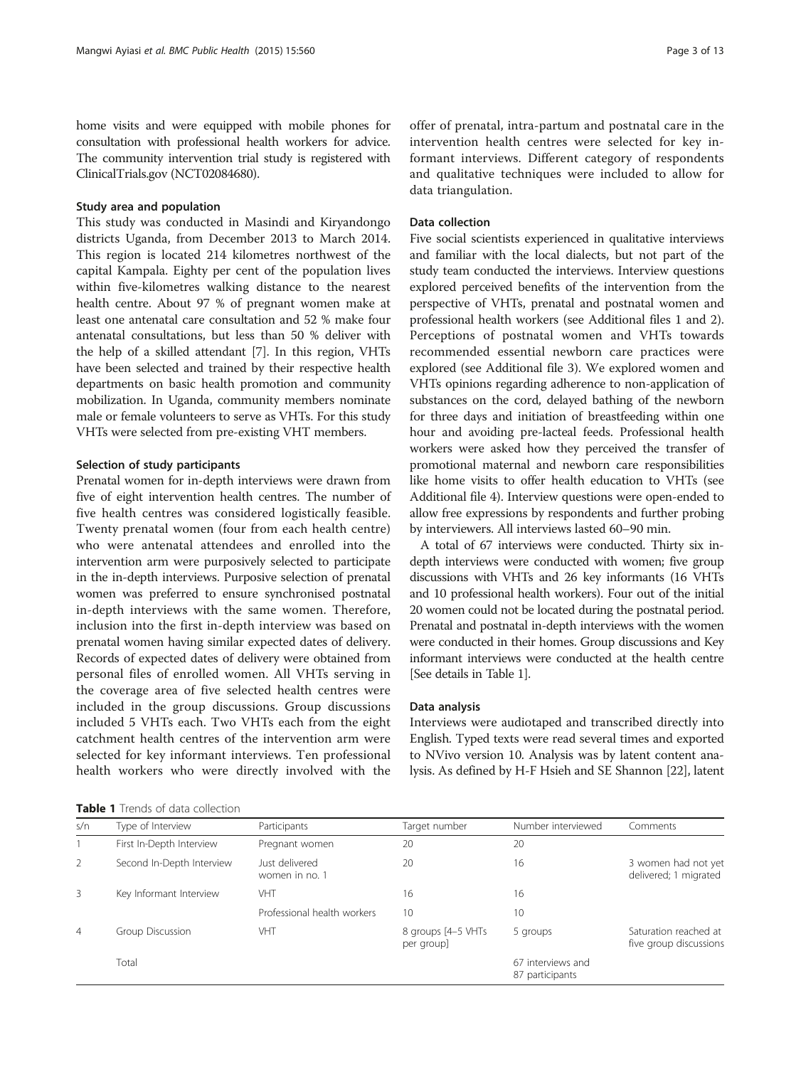home visits and were equipped with mobile phones for consultation with professional health workers for advice. The community intervention trial study is registered with ClinicalTrials.gov (NCT02084680).

### Study area and population

This study was conducted in Masindi and Kiryandongo districts Uganda, from December 2013 to March 2014. This region is located 214 kilometres northwest of the capital Kampala. Eighty per cent of the population lives within five-kilometres walking distance to the nearest health centre. About 97 % of pregnant women make at least one antenatal care consultation and 52 % make four antenatal consultations, but less than 50 % deliver with the help of a skilled attendant [7]. In this region, VHTs have been selected and trained by their respective health departments on basic health promotion and community mobilization. In Uganda, community members nominate male or female volunteers to serve as VHTs. For this study VHTs were selected from pre-existing VHT members.

### Selection of study participants

Prenatal women for in-depth interviews were drawn from five of eight intervention health centres. The number of five health centres was considered logistically feasible. Twenty prenatal women (four from each health centre) who were antenatal attendees and enrolled into the intervention arm were purposively selected to participate in the in-depth interviews. Purposive selection of prenatal women was preferred to ensure synchronised postnatal in-depth interviews with the same women. Therefore, inclusion into the first in-depth interview was based on prenatal women having similar expected dates of delivery. Records of expected dates of delivery were obtained from personal files of enrolled women. All VHTs serving in the coverage area of five selected health centres were included in the group discussions. Group discussions included 5 VHTs each. Two VHTs each from the eight catchment health centres of the intervention arm were selected for key informant interviews. Ten professional health workers who were directly involved with the offer of prenatal, intra-partum and postnatal care in the intervention health centres were selected for key informant interviews. Different category of respondents and qualitative techniques were included to allow for data triangulation.

### Data collection

Five social scientists experienced in qualitative interviews and familiar with the local dialects, but not part of the study team conducted the interviews. Interview questions explored perceived benefits of the intervention from the perspective of VHTs, prenatal and postnatal women and professional health workers (see Additional files 1 and 2). Perceptions of postnatal women and VHTs towards recommended essential newborn care practices were explored (see Additional file 3). We explored women and VHTs opinions regarding adherence to non-application of substances on the cord, delayed bathing of the newborn for three days and initiation of breastfeeding within one hour and avoiding pre-lacteal feeds. Professional health workers were asked how they perceived the transfer of promotional maternal and newborn care responsibilities like home visits to offer health education to VHTs (see Additional file 4). Interview questions were open-ended to allow free expressions by respondents and further probing by interviewers. All interviews lasted 60–90 min.

A total of 67 interviews were conducted. Thirty six in-depth interviews were conducted with women; five group discussions with VHTs and 26 key informants (16 VHTs and 10 professional health workers). Four out of the initial 20 women could not be located during the postnatal period. Prenatal and postnatal in-depth interviews with the women were conducted in their homes. Group discussions and Key informant interviews were conducted at the health centre [See details in Table 1].

### Data analysis

Interviews were audiotaped and transcribed directly into English. Typed texts were read several times and exported to NVivo version 10. Analysis was by latent content analysis. As defined by H-F Hsieh and SE Shannon [22], latent

**Table 1** Trends of data collection

| s/n | Type of Interview | Participants | Target number | Number interviewed | Comments |
|---|---|---|---|---|---|
| 1 | First In-Depth Interview | Pregnant women | 20 | 20 | |
| 2 | Second In-Depth Interview | Just delivered women in no. 1 | 20 | 16 | 3 women had not yet delivered; 1 migrated |
| 3 | Key Informant Interview | VHT | 16 | 16 | |
| | | Professional health workers | 10 | 10 | |
| 4 | Group Discussion | VHT | 8 groups [4–5 VHTs per group] | 5 groups | Saturation reached at five group discussions |
| | Total | | | 67 interviews and 87 participants | |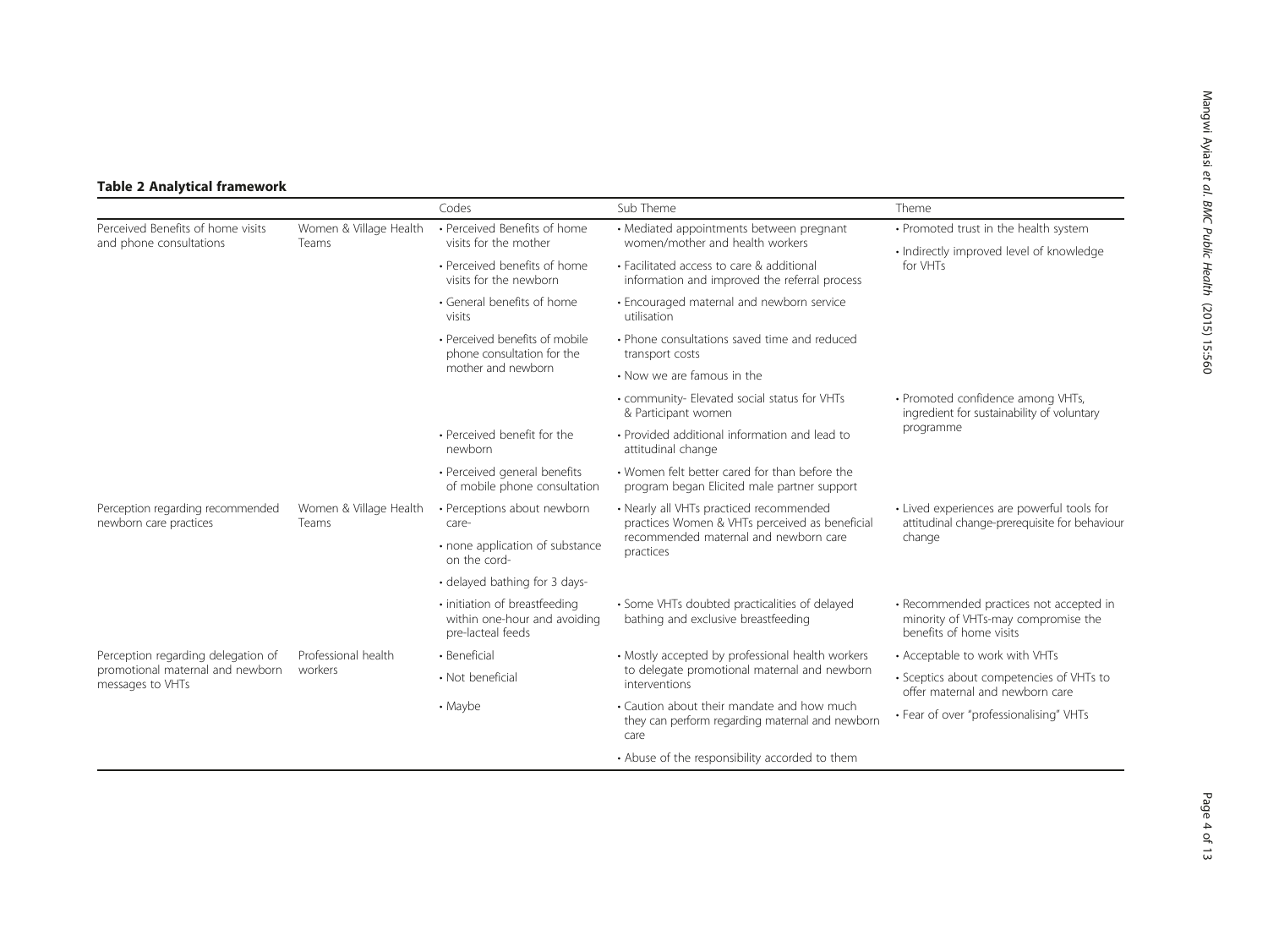**Table 2 Analytical framework**

| | | Codes | Sub Theme | Theme |
|---|---|---|---|---|
| Perceived Benefits of home visits and phone consultations | Women & Village Health Teams | • Perceived Benefits of home visits for the mother | • Mediated appointments between pregnant women/mother and health workers | • Promoted trust in the health system<br>• Indirectly improved level of knowledge for VHTs |
| | | • Perceived benefits of home visits for the newborn | • Facilitated access to care & additional information and improved the referral process | |
| | | • General benefits of home visits | • Encouraged maternal and newborn service utilisation | |
| | | • Perceived benefits of mobile phone consultation for the mother and newborn | • Phone consultations saved time and reduced transport costs | |
| | | | • Now we are famous in the | |
| | | | • community- Elevated social status for VHTs & Participant women | • Promoted confidence among VHTs, ingredient for sustainability of voluntary programme |
| | | • Perceived benefit for the newborn | • Provided additional information and lead to attitudinal change | |
| | | • Perceived general benefits of mobile phone consultation | • Women felt better cared for than before the program began Elicited male partner support | |
| Perception regarding recommended newborn care practices | Women & Village Health Teams | • Perceptions about newborn care- | • Nearly all VHTs practiced recommended practices Women & VHTs perceived as beneficial recommended maternal and newborn care practices | • Lived experiences are powerful tools for attitudinal change-prerequisite for behaviour change |
| | | • none application of substance on the cord- | | |
| | | • delayed bathing for 3 days- | | |
| | | • initiation of breastfeeding within one-hour and avoiding pre-lacteal feeds | • Some VHTs doubted practicalities of delayed bathing and exclusive breastfeeding | • Recommended practices not accepted in minority of VHTs-may compromise the benefits of home visits |
| Perception regarding delegation of promotional maternal and newborn messages to VHTs | Professional health workers | • Beneficial | • Mostly accepted by professional health workers to delegate promotional maternal and newborn interventions | • Acceptable to work with VHTs |
| | | • Not beneficial | | • Sceptics about competencies of VHTs to offer maternal and newborn care |
| | | • Maybe | • Caution about their mandate and how much they can perform regarding maternal and newborn care | • Fear of over "professionalising" VHTs |
| | | | • Abuse of the responsibility accorded to them | |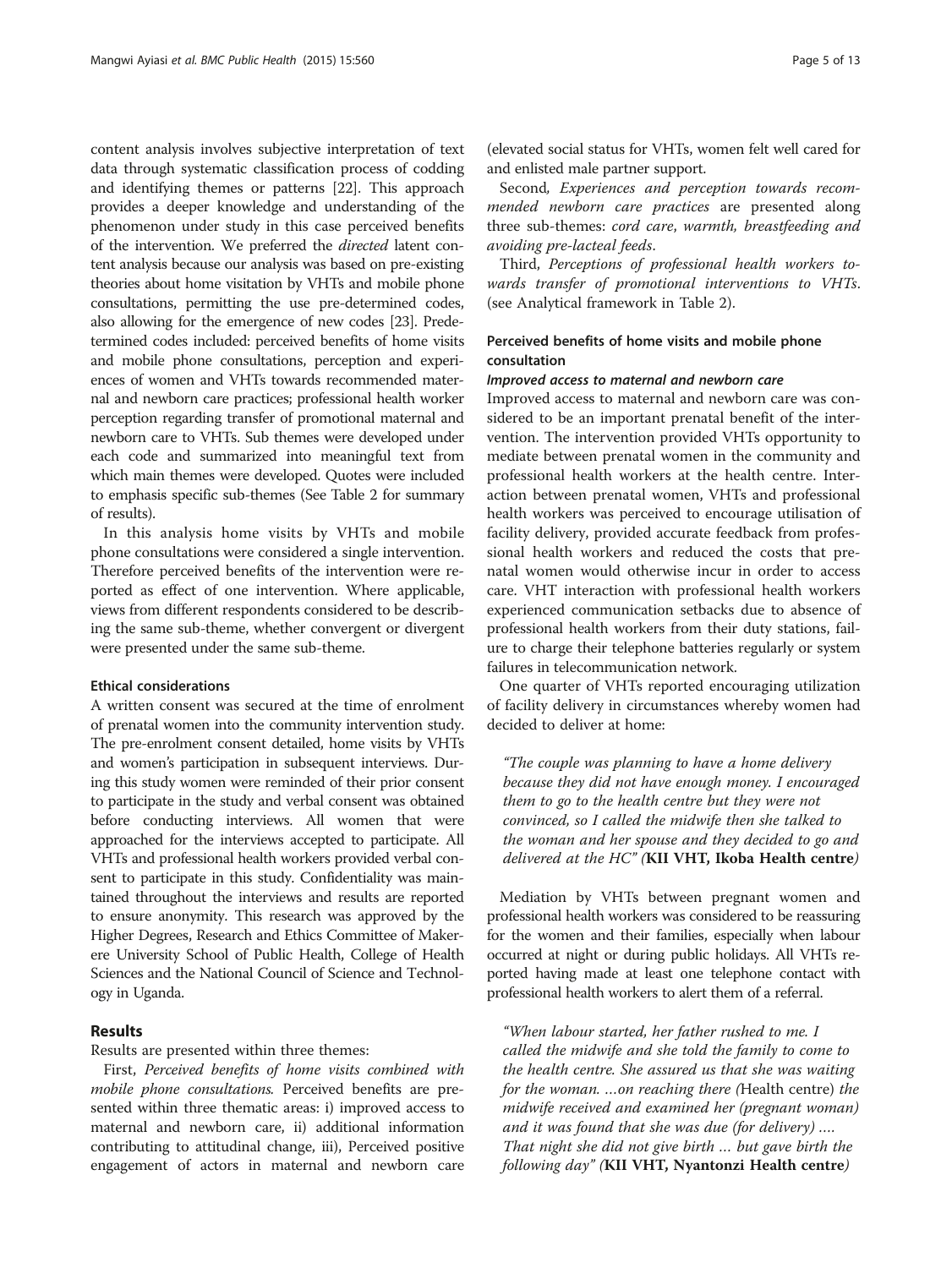content analysis involves subjective interpretation of text data through systematic classification process of codding and identifying themes or patterns [22]. This approach provides a deeper knowledge and understanding of the phenomenon under study in this case perceived benefits of the intervention. We preferred the *directed* latent content analysis because our analysis was based on pre-existing theories about home visitation by VHTs and mobile phone consultations, permitting the use pre-determined codes, also allowing for the emergence of new codes [23]. Predetermined codes included: perceived benefits of home visits and mobile phone consultations, perception and experiences of women and VHTs towards recommended maternal and newborn care practices; professional health worker perception regarding transfer of promotional maternal and newborn care to VHTs. Sub themes were developed under each code and summarized into meaningful text from which main themes were developed. Quotes were included to emphasis specific sub-themes (See Table 2 for summary of results).

In this analysis home visits by VHTs and mobile phone consultations were considered a single intervention. Therefore perceived benefits of the intervention were reported as effect of one intervention. Where applicable, views from different respondents considered to be describing the same sub-theme, whether convergent or divergent were presented under the same sub-theme.

#### Ethical considerations

A written consent was secured at the time of enrolment of prenatal women into the community intervention study. The pre-enrolment consent detailed, home visits by VHTs and women's participation in subsequent interviews. During this study women were reminded of their prior consent to participate in the study and verbal consent was obtained before conducting interviews. All women that were approached for the interviews accepted to participate. All VHTs and professional health workers provided verbal consent to participate in this study. Confidentiality was maintained throughout the interviews and results are reported to ensure anonymity. This research was approved by the Higher Degrees, Research and Ethics Committee of Makerere University School of Public Health, College of Health Sciences and the National Council of Science and Technology in Uganda.

## Results

Results are presented within three themes:

First, *Perceived benefits of home visits combined with mobile phone consultations*. Perceived benefits are presented within three thematic areas: i) improved access to maternal and newborn care, ii) additional information contributing to attitudinal change, iii), Perceived positive engagement of actors in maternal and newborn care (elevated social status for VHTs, women felt well cared for and enlisted male partner support.

Second, *Experiences and perception towards recommended newborn care practices* are presented along three sub-themes: *cord care*, *warmth, breastfeeding and avoiding pre-lacteal feeds*.

Third, *Perceptions of professional health workers towards transfer of promotional interventions to VHTs*. (see Analytical framework in Table 2).

### Perceived benefits of home visits and mobile phone consultation

#### *Improved access to maternal and newborn care*

Improved access to maternal and newborn care was considered to be an important prenatal benefit of the intervention. The intervention provided VHTs opportunity to mediate between prenatal women in the community and professional health workers at the health centre. Interaction between prenatal women, VHTs and professional health workers was perceived to encourage utilisation of facility delivery, provided accurate feedback from professional health workers and reduced the costs that prenatal women would otherwise incur in order to access care. VHT interaction with professional health workers experienced communication setbacks due to absence of professional health workers from their duty stations, failure to charge their telephone batteries regularly or system failures in telecommunication network.

One quarter of VHTs reported encouraging utilization of facility delivery in circumstances whereby women had decided to deliver at home:

> *"The couple was planning to have a home delivery because they did not have enough money. I encouraged them to go to the health centre but they were not convinced, so I called the midwife then she talked to the woman and her spouse and they decided to go and delivered at the HC" (***KII VHT, Ikoba Health centre***)*

Mediation by VHTs between pregnant women and professional health workers was considered to be reassuring for the women and their families, especially when labour occurred at night or during public holidays. All VHTs reported having made at least one telephone contact with professional health workers to alert them of a referral.

> *"When labour started, her father rushed to me. I called the midwife and she told the family to come to the health centre. She assured us that she was waiting for the woman. …on reaching there (*Health centre*) the midwife received and examined her (pregnant woman) and it was found that she was due (for delivery) …. That night she did not give birth … but gave birth the following day" (***KII VHT, Nyantonzi Health centre***)*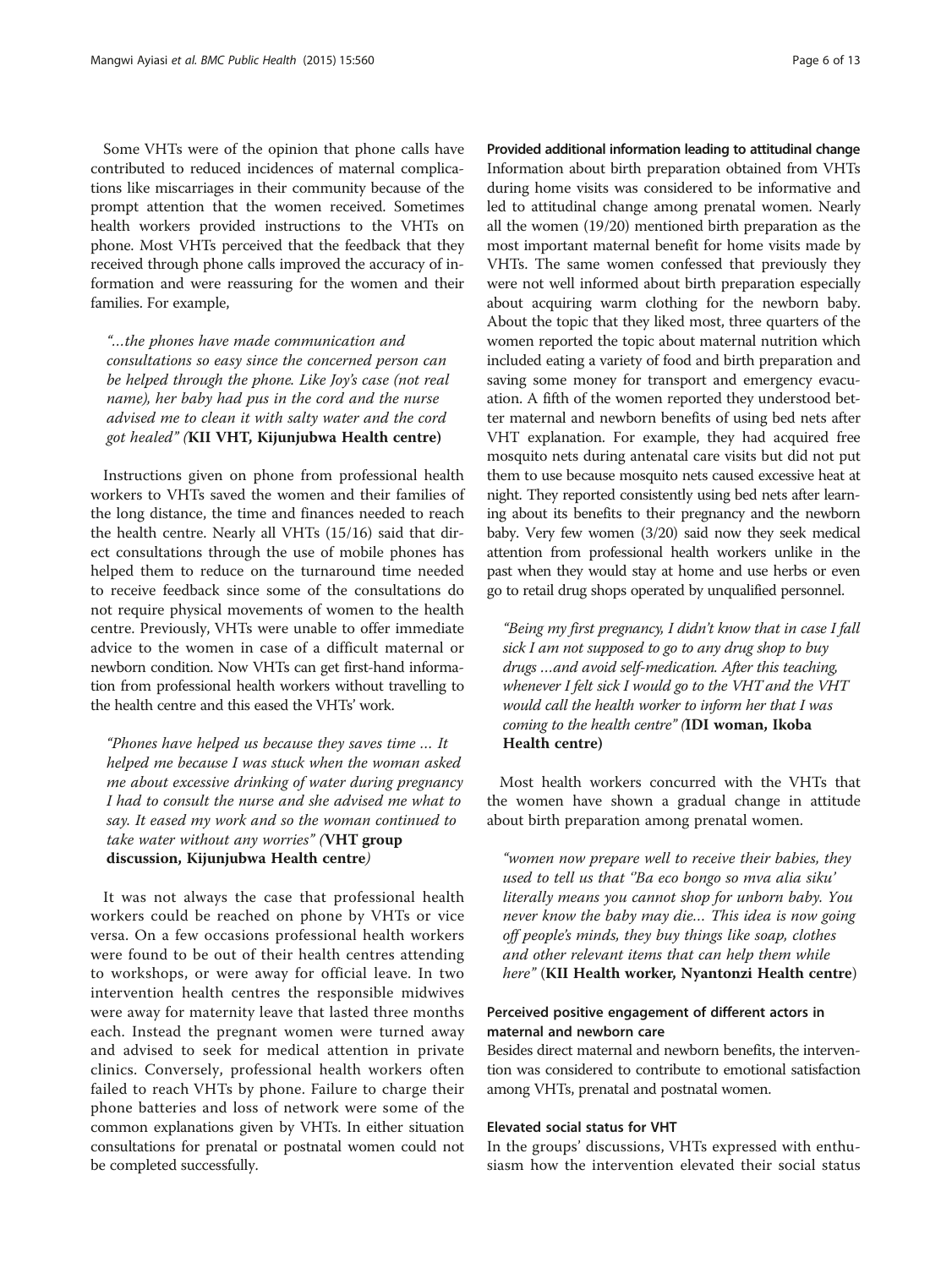Some VHTs were of the opinion that phone calls have contributed to reduced incidences of maternal complications like miscarriages in their community because of the prompt attention that the women received. Sometimes health workers provided instructions to the VHTs on phone. Most VHTs perceived that the feedback that they received through phone calls improved the accuracy of information and were reassuring for the women and their families. For example,

> *"…the phones have made communication and consultations so easy since the concerned person can be helped through the phone. Like Joy's case (not real name), her baby had pus in the cord and the nurse advised me to clean it with salty water and the cord got healed" (***KII VHT, Kijunjubwa Health centre***)*

Instructions given on phone from professional health workers to VHTs saved the women and their families of the long distance, the time and finances needed to reach the health centre. Nearly all VHTs (15/16) said that direct consultations through the use of mobile phones has helped them to reduce on the turnaround time needed to receive feedback since some of the consultations do not require physical movements of women to the health centre. Previously, VHTs were unable to offer immediate advice to the women in case of a difficult maternal or newborn condition. Now VHTs can get first-hand information from professional health workers without travelling to the health centre and this eased the VHTs' work.

> *"Phones have helped us because they saves time … It helped me because I was stuck when the woman asked me about excessive drinking of water during pregnancy I had to consult the nurse and she advised me what to say. It eased my work and so the woman continued to take water without any worries" (***VHT group discussion, Kijunjubwa Health centre***)*

It was not always the case that professional health workers could be reached on phone by VHTs or vice versa. On a few occasions professional health workers were found to be out of their health centres attending to workshops, or were away for official leave. In two intervention health centres the responsible midwives were away for maternity leave that lasted three months each. Instead the pregnant women were turned away and advised to seek for medical attention in private clinics. Conversely, professional health workers often failed to reach VHTs by phone. Failure to charge their phone batteries and loss of network were some of the common explanations given by VHTs. In either situation consultations for prenatal or postnatal women could not be completed successfully.

### Provided additional information leading to attitudinal change

Information about birth preparation obtained from VHTs during home visits was considered to be informative and led to attitudinal change among prenatal women. Nearly all the women (19/20) mentioned birth preparation as the most important maternal benefit for home visits made by VHTs. The same women confessed that previously they were not well informed about birth preparation especially about acquiring warm clothing for the newborn baby. About the topic that they liked most, three quarters of the women reported the topic about maternal nutrition which included eating a variety of food and birth preparation and saving some money for transport and emergency evacuation. A fifth of the women reported they understood better maternal and newborn benefits of using bed nets after VHT explanation. For example, they had acquired free mosquito nets during antenatal care visits but did not put them to use because mosquito nets caused excessive heat at night. They reported consistently using bed nets after learning about its benefits to their pregnancy and the newborn baby. Very few women (3/20) said now they seek medical attention from professional health workers unlike in the past when they would stay at home and use herbs or even go to retail drug shops operated by unqualified personnel.

> *"Being my first pregnancy, I didn't know that in case I fall sick I am not supposed to go to any drug shop to buy drugs …and avoid self-medication. After this teaching, whenever I felt sick I would go to the VHT and the VHT would call the health worker to inform her that I was coming to the health centre" (***IDI woman, Ikoba Health centre***)*

Most health workers concurred with the VHTs that the women have shown a gradual change in attitude about birth preparation among prenatal women.

> *"women now prepare well to receive their babies, they used to tell us that ''Ba eco bongo so mva alia siku' literally means you cannot shop for unborn baby. You never know the baby may die… This idea is now going off people's minds, they buy things like soap, clothes and other relevant items that can help them while here"* (**KII Health worker, Nyantonzi Health centre**)

### Perceived positive engagement of different actors in maternal and newborn care

Besides direct maternal and newborn benefits, the intervention was considered to contribute to emotional satisfaction among VHTs, prenatal and postnatal women.

#### Elevated social status for VHT

In the groups' discussions, VHTs expressed with enthusiasm how the intervention elevated their social status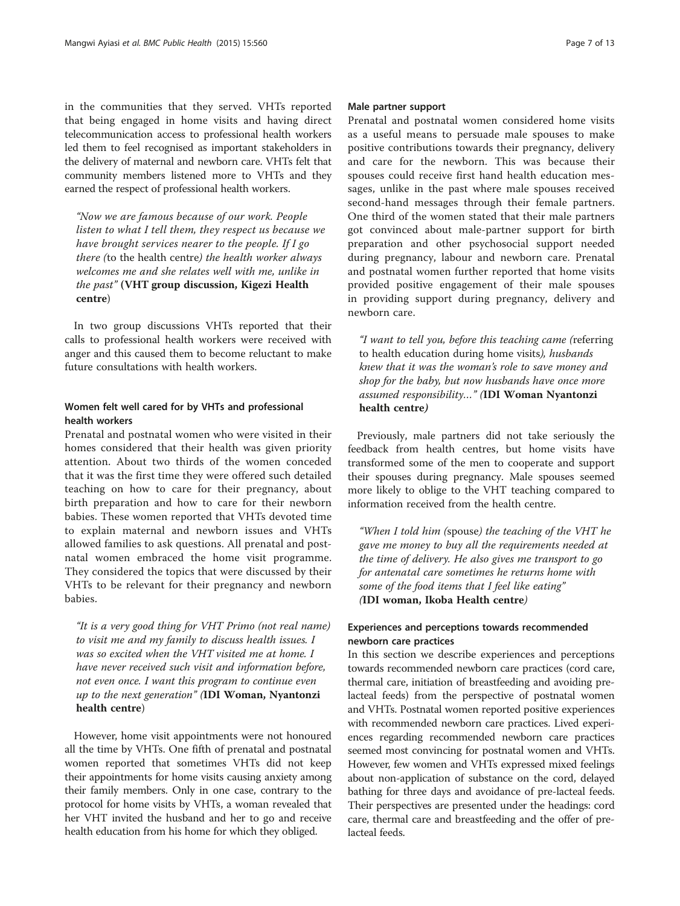in the communities that they served. VHTs reported that being engaged in home visits and having direct telecommunication access to professional health workers led them to feel recognised as important stakeholders in the delivery of maternal and newborn care. VHTs felt that community members listened more to VHTs and they earned the respect of professional health workers.

> *"Now we are famous because of our work. People listen to what I tell them, they respect us because we have brought services nearer to the people. If I go there (*to the health centre*) the health worker always welcomes me and she relates well with me, unlike in the past"* **(VHT group discussion, Kigezi Health centre)**

In two group discussions VHTs reported that their calls to professional health workers were received with anger and this caused them to become reluctant to make future consultations with health workers.

#### Women felt well cared for by VHTs and professional health workers

Prenatal and postnatal women who were visited in their homes considered that their health was given priority attention. About two thirds of the women conceded that it was the first time they were offered such detailed teaching on how to care for their pregnancy, about birth preparation and how to care for their newborn babies. These women reported that VHTs devoted time to explain maternal and newborn issues and VHTs allowed families to ask questions. All prenatal and postnatal women embraced the home visit programme. They considered the topics that were discussed by their VHTs to be relevant for their pregnancy and newborn babies.

> *"It is a very good thing for VHT Primo (not real name) to visit me and my family to discuss health issues. I was so excited when the VHT visited me at home. I have never received such visit and information before, not even once. I want this program to continue even up to the next generation"* **(IDI Woman, Nyantonzi health centre)**

However, home visit appointments were not honoured all the time by VHTs. One fifth of prenatal and postnatal women reported that sometimes VHTs did not keep their appointments for home visits causing anxiety among their family members. Only in one case, contrary to the protocol for home visits by VHTs, a woman revealed that her VHT invited the husband and her to go and receive health education from his home for which they obliged.

#### Male partner support

Prenatal and postnatal women considered home visits as a useful means to persuade male spouses to make positive contributions towards their pregnancy, delivery and care for the newborn. This was because their spouses could receive first hand health education messages, unlike in the past where male spouses received second-hand messages through their female partners. One third of the women stated that their male partners got convinced about male-partner support for birth preparation and other psychosocial support needed during pregnancy, labour and newborn care. Prenatal and postnatal women further reported that home visits provided positive engagement of their male spouses in providing support during pregnancy, delivery and newborn care.

> *"I want to tell you, before this teaching came (*referring to health education during home visits*), husbands knew that it was the woman's role to save money and shop for the baby, but now husbands have once more assumed responsibility…" (***IDI Woman Nyantonzi health centre***)*

Previously, male partners did not take seriously the feedback from health centres, but home visits have transformed some of the men to cooperate and support their spouses during pregnancy. Male spouses seemed more likely to oblige to the VHT teaching compared to information received from the health centre.

> *"When I told him (*spouse*) the teaching of the VHT he gave me money to buy all the requirements needed at the time of delivery. He also gives me transport to go for antenatal care sometimes he returns home with some of the food items that I feel like eating" (***IDI woman, Ikoba Health centre***)*

#### Experiences and perceptions towards recommended newborn care practices

In this section we describe experiences and perceptions towards recommended newborn care practices (cord care, thermal care, initiation of breastfeeding and avoiding pre-lacteal feeds) from the perspective of postnatal women and VHTs. Postnatal women reported positive experiences with recommended newborn care practices. Lived experiences regarding recommended newborn care practices seemed most convincing for postnatal women and VHTs. However, few women and VHTs expressed mixed feelings about non-application of substance on the cord, delayed bathing for three days and avoidance of pre-lacteal feeds. Their perspectives are presented under the headings: cord care, thermal care and breastfeeding and the offer of pre-lacteal feeds.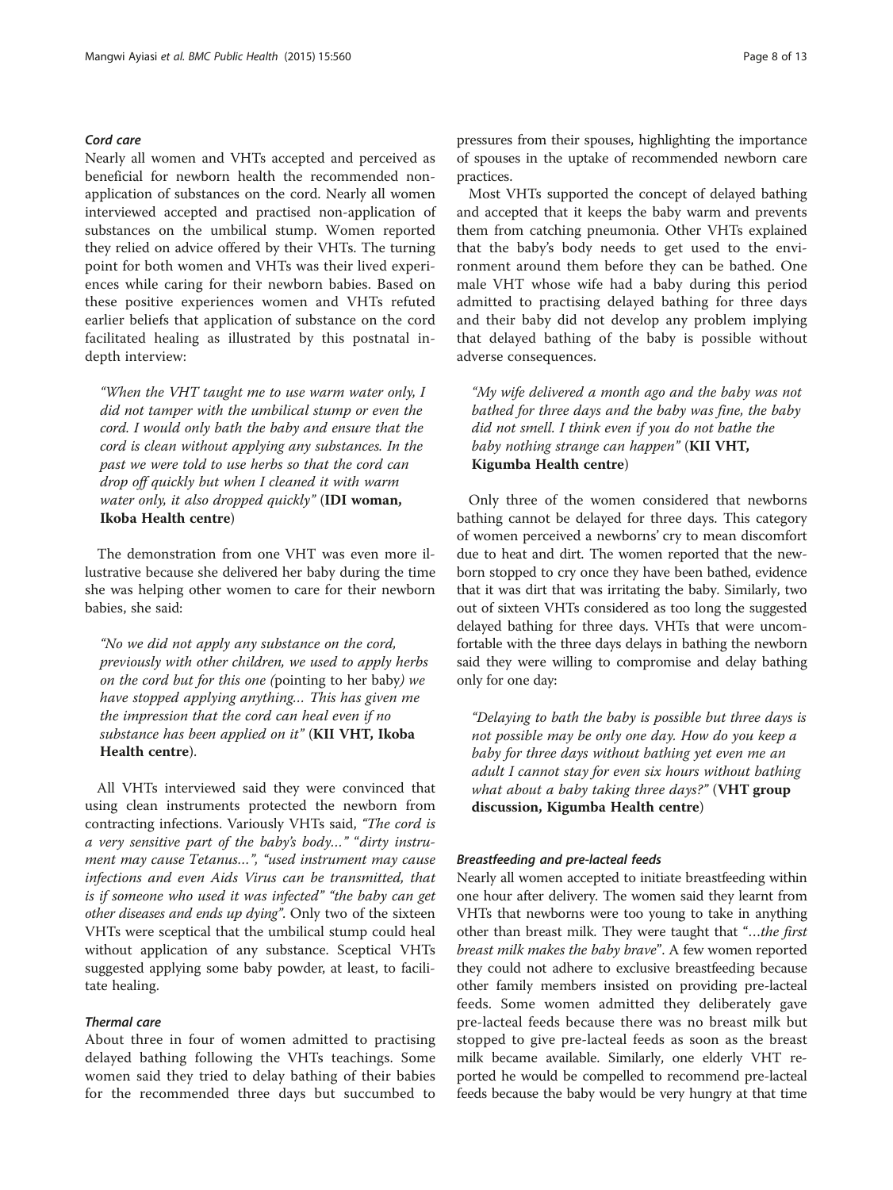#### *Cord care*

Nearly all women and VHTs accepted and perceived as beneficial for newborn health the recommended non-application of substances on the cord. Nearly all women interviewed accepted and practised non-application of substances on the umbilical stump. Women reported they relied on advice offered by their VHTs. The turning point for both women and VHTs was their lived experiences while caring for their newborn babies. Based on these positive experiences women and VHTs refuted earlier beliefs that application of substance on the cord facilitated healing as illustrated by this postnatal in-depth interview:

> *"When the VHT taught me to use warm water only, I did not tamper with the umbilical stump or even the cord. I would only bath the baby and ensure that the cord is clean without applying any substances. In the past we were told to use herbs so that the cord can drop off quickly but when I cleaned it with warm water only, it also dropped quickly"* (**IDI woman, Ikoba Health centre**)

The demonstration from one VHT was even more illustrative because she delivered her baby during the time she was helping other women to care for their newborn babies, she said:

> *"No we did not apply any substance on the cord, previously with other children, we used to apply herbs on the cord but for this one (*pointing to her baby*) we have stopped applying anything... This has given me the impression that the cord can heal even if no substance has been applied on it"* (**KII VHT, Ikoba Health centre**).

All VHTs interviewed said they were convinced that using clean instruments protected the newborn from contracting infections. Variously VHTs said, *"The cord is a very sensitive part of the baby's body..." "dirty instrument may cause Tetanus...", "used instrument may cause infections and even Aids Virus can be transmitted, that is if someone who used it was infected" "the baby can get other diseases and ends up dying"*. Only two of the sixteen VHTs were sceptical that the umbilical stump could heal without application of any substance. Sceptical VHTs suggested applying some baby powder, at least, to facilitate healing.

#### *Thermal care*

About three in four of women admitted to practising delayed bathing following the VHTs teachings. Some women said they tried to delay bathing of their babies for the recommended three days but succumbed to pressures from their spouses, highlighting the importance of spouses in the uptake of recommended newborn care practices.

Most VHTs supported the concept of delayed bathing and accepted that it keeps the baby warm and prevents them from catching pneumonia. Other VHTs explained that the baby's body needs to get used to the environment around them before they can be bathed. One male VHT whose wife had a baby during this period admitted to practising delayed bathing for three days and their baby did not develop any problem implying that delayed bathing of the baby is possible without adverse consequences.

> *"My wife delivered a month ago and the baby was not bathed for three days and the baby was fine, the baby did not smell. I think even if you do not bathe the baby nothing strange can happen"* (**KII VHT, Kigumba Health centre**)

Only three of the women considered that newborns bathing cannot be delayed for three days. This category of women perceived a newborns' cry to mean discomfort due to heat and dirt. The women reported that the newborn stopped to cry once they have been bathed, evidence that it was dirt that was irritating the baby. Similarly, two out of sixteen VHTs considered as too long the suggested delayed bathing for three days. VHTs that were uncomfortable with the three days delays in bathing the newborn said they were willing to compromise and delay bathing only for one day:

> *"Delaying to bath the baby is possible but three days is not possible may be only one day. How do you keep a baby for three days without bathing yet even me an adult I cannot stay for even six hours without bathing what about a baby taking three days?"* (**VHT group discussion, Kigumba Health centre**)

#### *Breastfeeding and pre-lacteal feeds*

Nearly all women accepted to initiate breastfeeding within one hour after delivery. The women said they learnt from VHTs that newborns were too young to take in anything other than breast milk. They were taught that "*...the first breast milk makes the baby brave*". A few women reported they could not adhere to exclusive breastfeeding because other family members insisted on providing pre-lacteal feeds. Some women admitted they deliberately gave pre-lacteal feeds because there was no breast milk but stopped to give pre-lacteal feeds as soon as the breast milk became available. Similarly, one elderly VHT reported he would be compelled to recommend pre-lacteal feeds because the baby would be very hungry at that time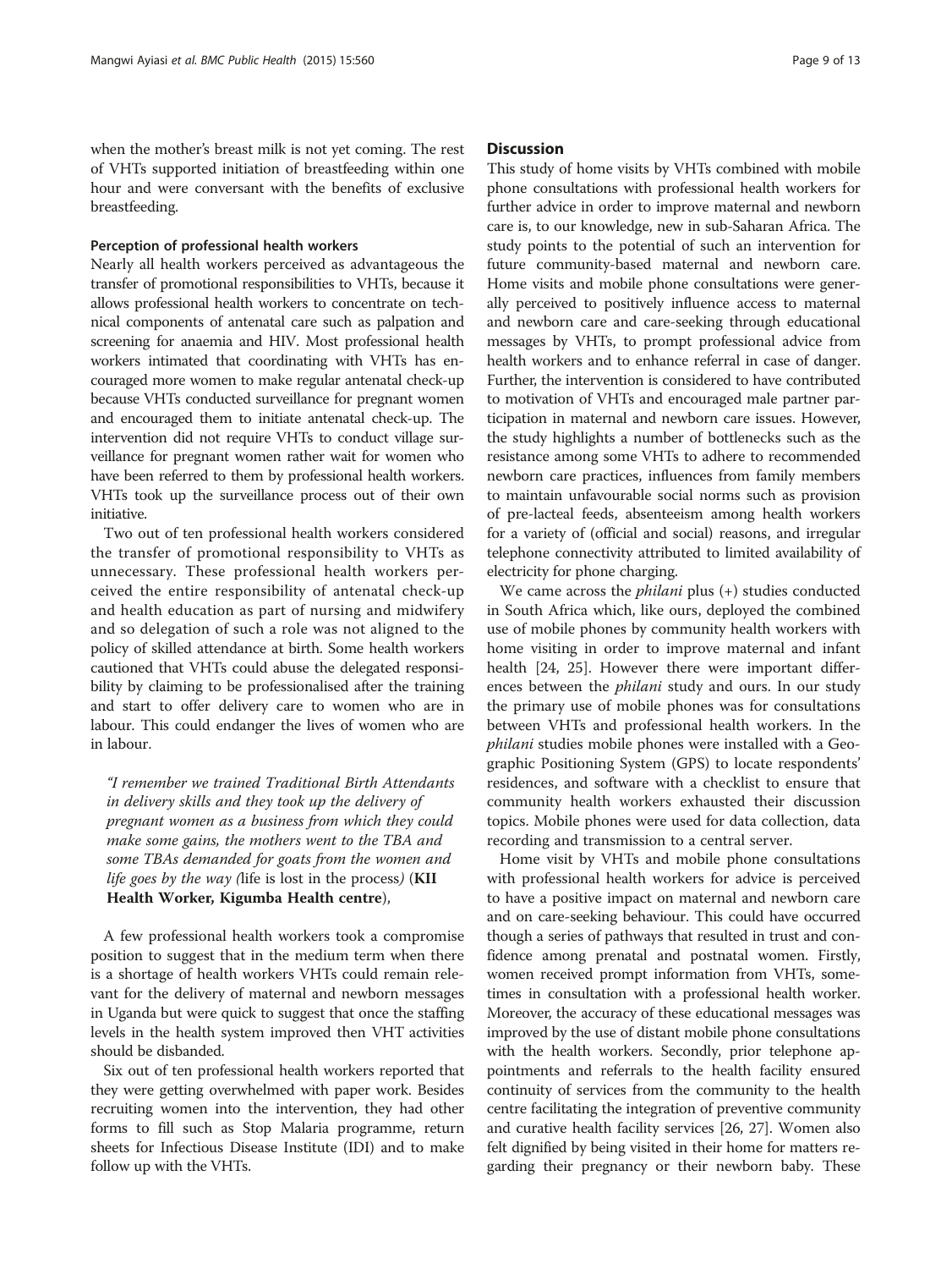when the mother's breast milk is not yet coming. The rest of VHTs supported initiation of breastfeeding within one hour and were conversant with the benefits of exclusive breastfeeding.

#### Perception of professional health workers

Nearly all health workers perceived as advantageous the transfer of promotional responsibilities to VHTs, because it allows professional health workers to concentrate on technical components of antenatal care such as palpation and screening for anaemia and HIV. Most professional health workers intimated that coordinating with VHTs has encouraged more women to make regular antenatal check-up because VHTs conducted surveillance for pregnant women and encouraged them to initiate antenatal check-up. The intervention did not require VHTs to conduct village surveillance for pregnant women rather wait for women who have been referred to them by professional health workers. VHTs took up the surveillance process out of their own initiative.

Two out of ten professional health workers considered the transfer of promotional responsibility to VHTs as unnecessary. These professional health workers perceived the entire responsibility of antenatal check-up and health education as part of nursing and midwifery and so delegation of such a role was not aligned to the policy of skilled attendance at birth. Some health workers cautioned that VHTs could abuse the delegated responsibility by claiming to be professionalised after the training and start to offer delivery care to women who are in labour. This could endanger the lives of women who are in labour.

> *"I remember we trained Traditional Birth Attendants in delivery skills and they took up the delivery of pregnant women as a business from which they could make some gains, the mothers went to the TBA and some TBAs demanded for goats from the women and life goes by the way (*life is lost in the process*)* (**KII Health Worker, Kigumba Health centre**),

A few professional health workers took a compromise position to suggest that in the medium term when there is a shortage of health workers VHTs could remain relevant for the delivery of maternal and newborn messages in Uganda but were quick to suggest that once the staffing levels in the health system improved then VHT activities should be disbanded.

Six out of ten professional health workers reported that they were getting overwhelmed with paper work. Besides recruiting women into the intervention, they had other forms to fill such as Stop Malaria programme, return sheets for Infectious Disease Institute (IDI) and to make follow up with the VHTs.

## Discussion

This study of home visits by VHTs combined with mobile phone consultations with professional health workers for further advice in order to improve maternal and newborn care is, to our knowledge, new in sub-Saharan Africa. The study points to the potential of such an intervention for future community-based maternal and newborn care. Home visits and mobile phone consultations were generally perceived to positively influence access to maternal and newborn care and care-seeking through educational messages by VHTs, to prompt professional advice from health workers and to enhance referral in case of danger. Further, the intervention is considered to have contributed to motivation of VHTs and encouraged male partner participation in maternal and newborn care issues. However, the study highlights a number of bottlenecks such as the resistance among some VHTs to adhere to recommended newborn care practices, influences from family members to maintain unfavourable social norms such as provision of pre-lacteal feeds, absenteeism among health workers for a variety of (official and social) reasons, and irregular telephone connectivity attributed to limited availability of electricity for phone charging.

We came across the *philani* plus (+) studies conducted in South Africa which, like ours, deployed the combined use of mobile phones by community health workers with home visiting in order to improve maternal and infant health [24, 25]. However there were important differences between the *philani* study and ours. In our study the primary use of mobile phones was for consultations between VHTs and professional health workers. In the *philani* studies mobile phones were installed with a Geographic Positioning System (GPS) to locate respondents' residences, and software with a checklist to ensure that community health workers exhausted their discussion topics. Mobile phones were used for data collection, data recording and transmission to a central server.

Home visit by VHTs and mobile phone consultations with professional health workers for advice is perceived to have a positive impact on maternal and newborn care and on care-seeking behaviour. This could have occurred though a series of pathways that resulted in trust and confidence among prenatal and postnatal women. Firstly, women received prompt information from VHTs, sometimes in consultation with a professional health worker. Moreover, the accuracy of these educational messages was improved by the use of distant mobile phone consultations with the health workers. Secondly, prior telephone appointments and referrals to the health facility ensured continuity of services from the community to the health centre facilitating the integration of preventive community and curative health facility services [26, 27]. Women also felt dignified by being visited in their home for matters regarding their pregnancy or their newborn baby. These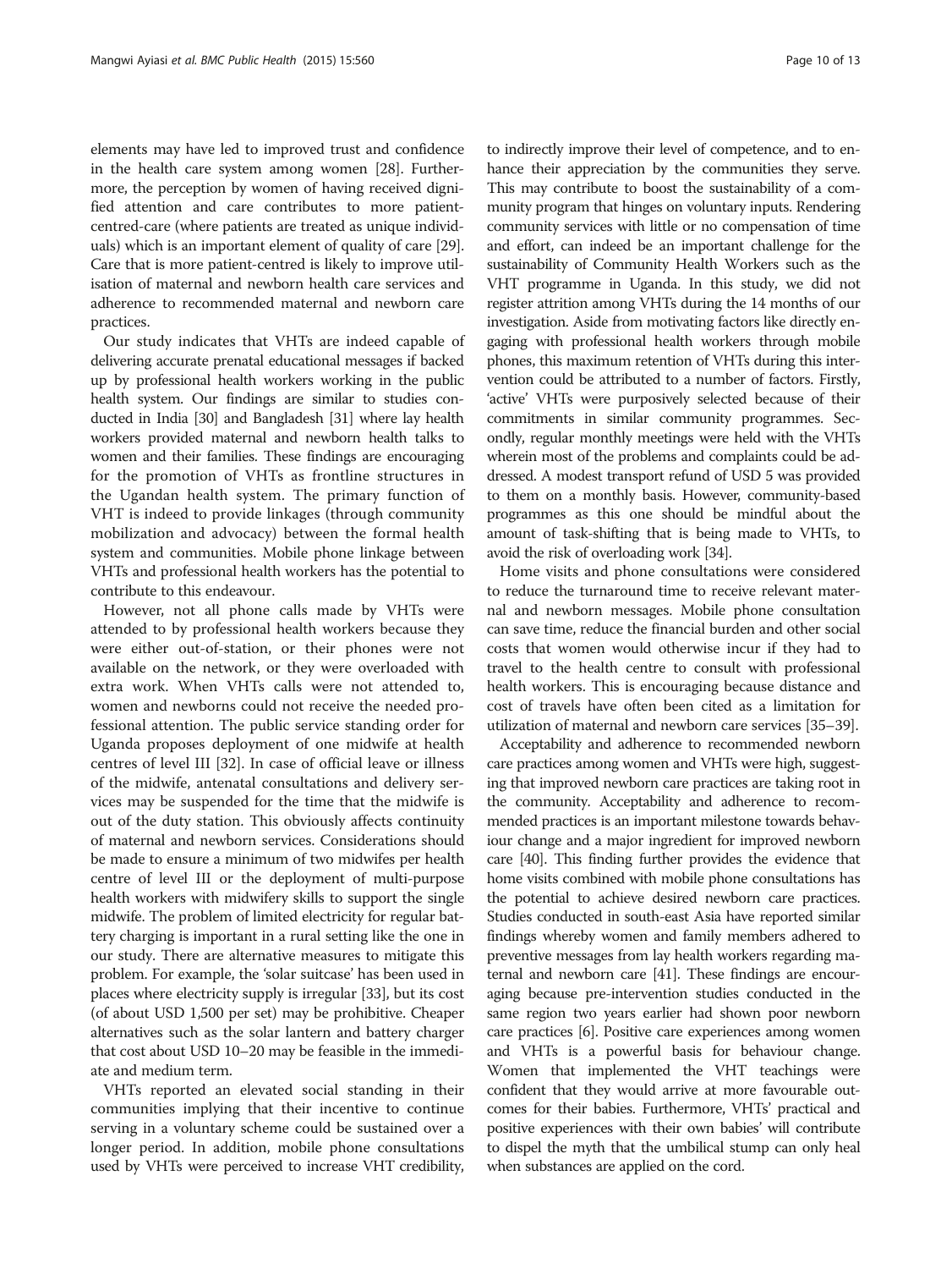elements may have led to improved trust and confidence in the health care system among women [28]. Furthermore, the perception by women of having received dignified attention and care contributes to more patient-centred-care (where patients are treated as unique individuals) which is an important element of quality of care [29]. Care that is more patient-centred is likely to improve utilisation of maternal and newborn health care services and adherence to recommended maternal and newborn care practices.

Our study indicates that VHTs are indeed capable of delivering accurate prenatal educational messages if backed up by professional health workers working in the public health system. Our findings are similar to studies conducted in India [30] and Bangladesh [31] where lay health workers provided maternal and newborn health talks to women and their families. These findings are encouraging for the promotion of VHTs as frontline structures in the Ugandan health system. The primary function of VHT is indeed to provide linkages (through community mobilization and advocacy) between the formal health system and communities. Mobile phone linkage between VHTs and professional health workers has the potential to contribute to this endeavour.

However, not all phone calls made by VHTs were attended to by professional health workers because they were either out-of-station, or their phones were not available on the network, or they were overloaded with extra work. When VHTs calls were not attended to, women and newborns could not receive the needed professional attention. The public service standing order for Uganda proposes deployment of one midwife at health centres of level III [32]. In case of official leave or illness of the midwife, antenatal consultations and delivery services may be suspended for the time that the midwife is out of the duty station. This obviously affects continuity of maternal and newborn services. Considerations should be made to ensure a minimum of two midwifes per health centre of level III or the deployment of multi-purpose health workers with midwifery skills to support the single midwife. The problem of limited electricity for regular battery charging is important in a rural setting like the one in our study. There are alternative measures to mitigate this problem. For example, the 'solar suitcase' has been used in places where electricity supply is irregular [33], but its cost (of about USD 1,500 per set) may be prohibitive. Cheaper alternatives such as the solar lantern and battery charger that cost about USD 10–20 may be feasible in the immediate and medium term.

VHTs reported an elevated social standing in their communities implying that their incentive to continue serving in a voluntary scheme could be sustained over a longer period. In addition, mobile phone consultations used by VHTs were perceived to increase VHT credibility, to indirectly improve their level of competence, and to enhance their appreciation by the communities they serve. This may contribute to boost the sustainability of a community program that hinges on voluntary inputs. Rendering community services with little or no compensation of time and effort, can indeed be an important challenge for the sustainability of Community Health Workers such as the VHT programme in Uganda. In this study, we did not register attrition among VHTs during the 14 months of our investigation. Aside from motivating factors like directly engaging with professional health workers through mobile phones, this maximum retention of VHTs during this intervention could be attributed to a number of factors. Firstly, 'active' VHTs were purposively selected because of their commitments in similar community programmes. Secondly, regular monthly meetings were held with the VHTs wherein most of the problems and complaints could be addressed. A modest transport refund of USD 5 was provided to them on a monthly basis. However, community-based programmes as this one should be mindful about the amount of task-shifting that is being made to VHTs, to avoid the risk of overloading work [34].

Home visits and phone consultations were considered to reduce the turnaround time to receive relevant maternal and newborn messages. Mobile phone consultation can save time, reduce the financial burden and other social costs that women would otherwise incur if they had to travel to the health centre to consult with professional health workers. This is encouraging because distance and cost of travels have often been cited as a limitation for utilization of maternal and newborn care services [35–39].

Acceptability and adherence to recommended newborn care practices among women and VHTs were high, suggesting that improved newborn care practices are taking root in the community. Acceptability and adherence to recommended practices is an important milestone towards behaviour change and a major ingredient for improved newborn care [40]. This finding further provides the evidence that home visits combined with mobile phone consultations has the potential to achieve desired newborn care practices. Studies conducted in south-east Asia have reported similar findings whereby women and family members adhered to preventive messages from lay health workers regarding maternal and newborn care [41]. These findings are encouraging because pre-intervention studies conducted in the same region two years earlier had shown poor newborn care practices [6]. Positive care experiences among women and VHTs is a powerful basis for behaviour change. Women that implemented the VHT teachings were confident that they would arrive at more favourable outcomes for their babies. Furthermore, VHTs' practical and positive experiences with their own babies' will contribute to dispel the myth that the umbilical stump can only heal when substances are applied on the cord.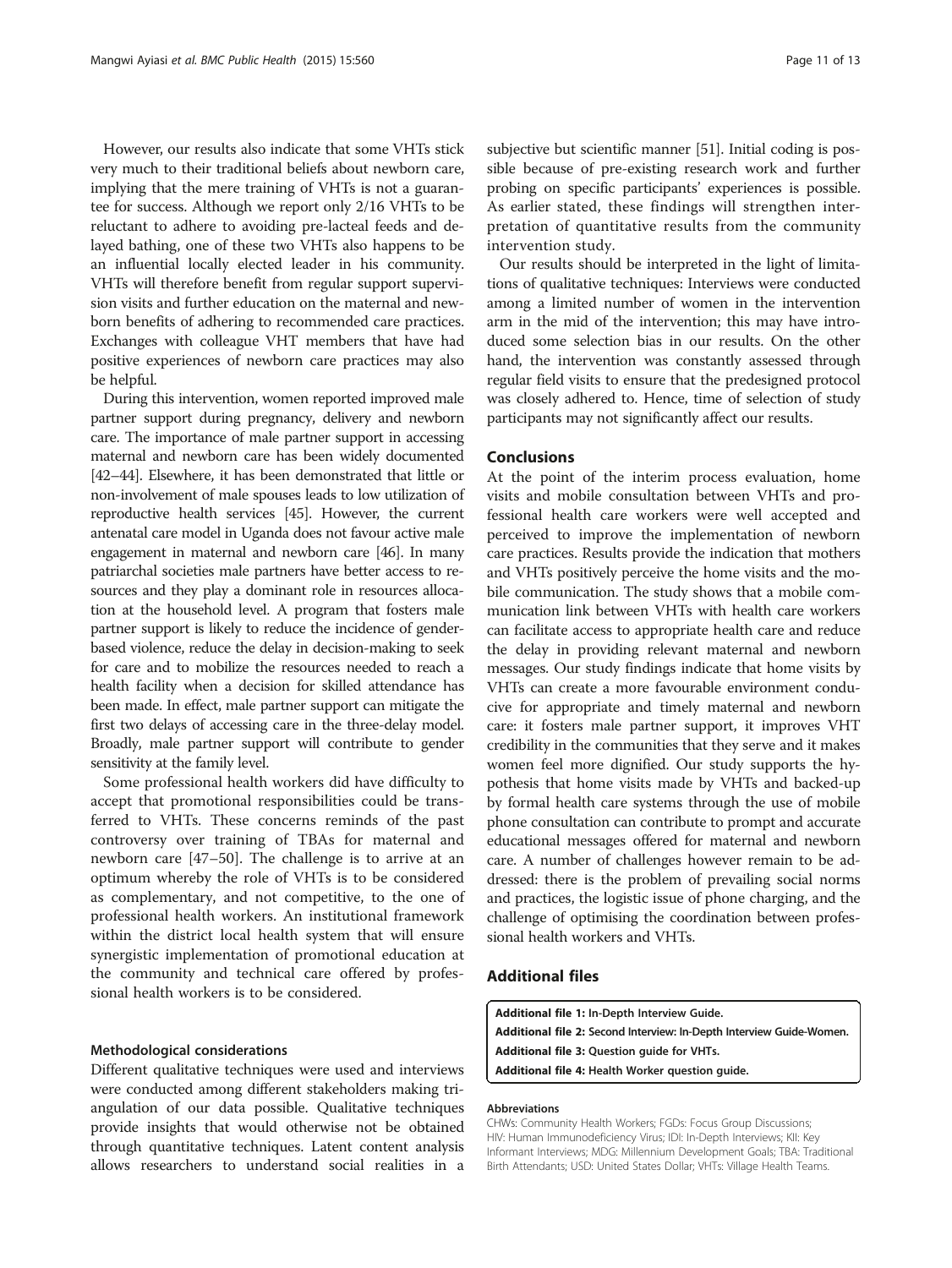However, our results also indicate that some VHTs stick very much to their traditional beliefs about newborn care, implying that the mere training of VHTs is not a guarantee for success. Although we report only 2/16 VHTs to be reluctant to adhere to avoiding pre-lacteal feeds and delayed bathing, one of these two VHTs also happens to be an influential locally elected leader in his community. VHTs will therefore benefit from regular support supervision visits and further education on the maternal and newborn benefits of adhering to recommended care practices. Exchanges with colleague VHT members that have had positive experiences of newborn care practices may also be helpful.

During this intervention, women reported improved male partner support during pregnancy, delivery and newborn care. The importance of male partner support in accessing maternal and newborn care has been widely documented [42–44]. Elsewhere, it has been demonstrated that little or non-involvement of male spouses leads to low utilization of reproductive health services [45]. However, the current antenatal care model in Uganda does not favour active male engagement in maternal and newborn care [46]. In many patriarchal societies male partners have better access to resources and they play a dominant role in resources allocation at the household level. A program that fosters male partner support is likely to reduce the incidence of gender-based violence, reduce the delay in decision-making to seek for care and to mobilize the resources needed to reach a health facility when a decision for skilled attendance has been made. In effect, male partner support can mitigate the first two delays of accessing care in the three-delay model. Broadly, male partner support will contribute to gender sensitivity at the family level.

Some professional health workers did have difficulty to accept that promotional responsibilities could be transferred to VHTs. These concerns reminds of the past controversy over training of TBAs for maternal and newborn care [47–50]. The challenge is to arrive at an optimum whereby the role of VHTs is to be considered as complementary, and not competitive, to the one of professional health workers. An institutional framework within the district local health system that will ensure synergistic implementation of promotional education at the community and technical care offered by professional health workers is to be considered.

### Methodological considerations

Different qualitative techniques were used and interviews were conducted among different stakeholders making triangulation of our data possible. Qualitative techniques provide insights that would otherwise not be obtained through quantitative techniques. Latent content analysis allows researchers to understand social realities in a subjective but scientific manner [51]. Initial coding is possible because of pre-existing research work and further probing on specific participants' experiences is possible. As earlier stated, these findings will strengthen interpretation of quantitative results from the community intervention study.

Our results should be interpreted in the light of limitations of qualitative techniques: Interviews were conducted among a limited number of women in the intervention arm in the mid of the intervention; this may have introduced some selection bias in our results. On the other hand, the intervention was constantly assessed through regular field visits to ensure that the predesigned protocol was closely adhered to. Hence, time of selection of study participants may not significantly affect our results.

## Conclusions

At the point of the interim process evaluation, home visits and mobile consultation between VHTs and professional health care workers were well accepted and perceived to improve the implementation of newborn care practices. Results provide the indication that mothers and VHTs positively perceive the home visits and the mobile communication. The study shows that a mobile communication link between VHTs with health care workers can facilitate access to appropriate health care and reduce the delay in providing relevant maternal and newborn messages. Our study findings indicate that home visits by VHTs can create a more favourable environment conducive for appropriate and timely maternal and newborn care: it fosters male partner support, it improves VHT credibility in the communities that they serve and it makes women feel more dignified. Our study supports the hypothesis that home visits made by VHTs and backed-up by formal health care systems through the use of mobile phone consultation can contribute to prompt and accurate educational messages offered for maternal and newborn care. A number of challenges however remain to be addressed: there is the problem of prevailing social norms and practices, the logistic issue of phone charging, and the challenge of optimising the coordination between professional health workers and VHTs.

## Additional files

**Additional file 1:** In-Depth Interview Guide.
**Additional file 2:** Second Interview: In-Depth Interview Guide-Women.
**Additional file 3:** Question guide for VHTs.
**Additional file 4:** Health Worker question guide.

#### Abbreviations

CHWs: Community Health Workers; FGDs: Focus Group Discussions; HIV: Human Immunodeficiency Virus; IDI: In-Depth Interviews; KII: Key Informant Interviews; MDG: Millennium Development Goals; TBA: Traditional Birth Attendants; USD: United States Dollar; VHTs: Village Health Teams.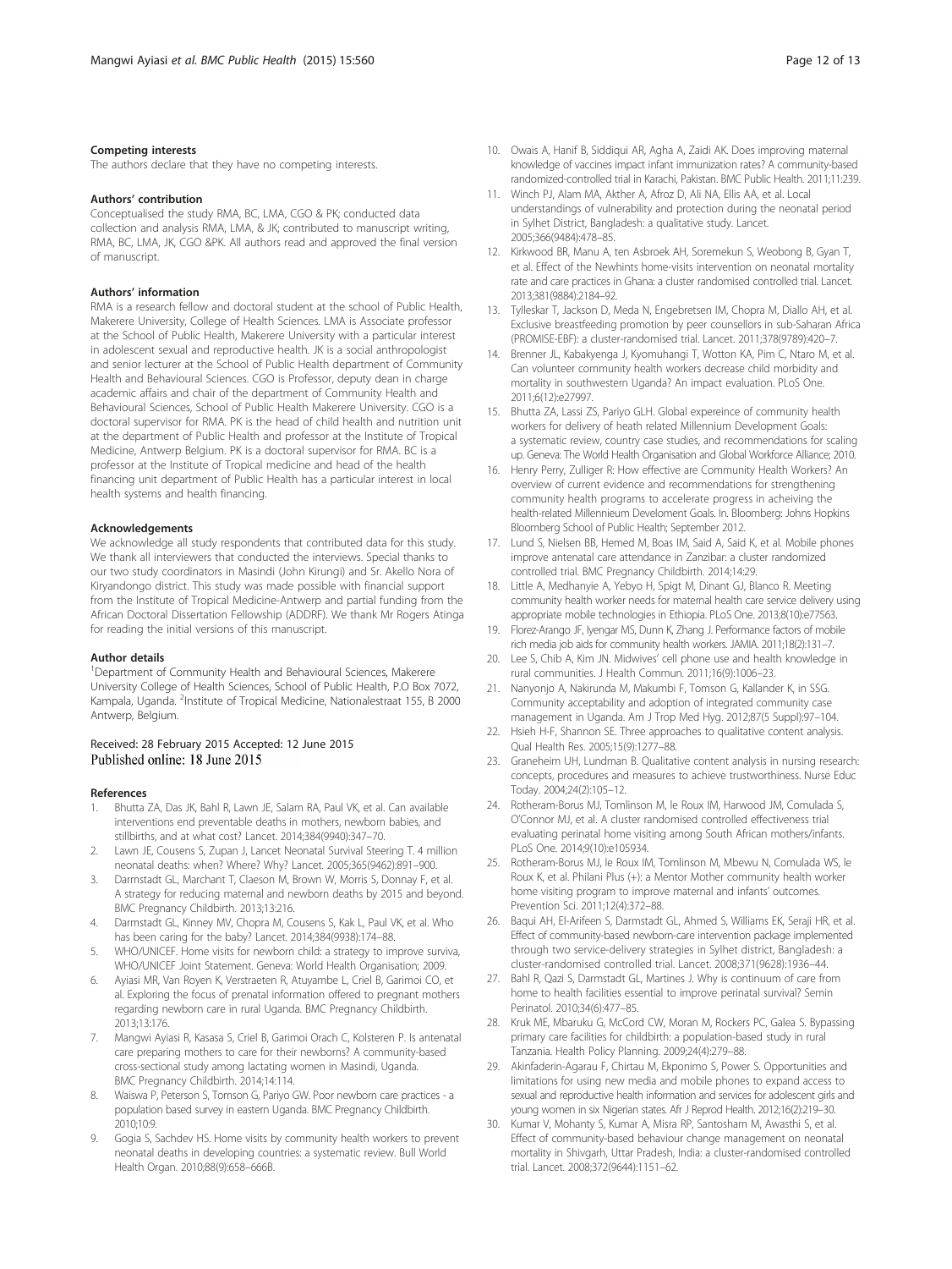### Competing interests

The authors declare that they have no competing interests.

### Authors' contribution

Conceptualised the study RMA, BC, LMA, CGO & PK; conducted data collection and analysis RMA, LMA, & JK; contributed to manuscript writing, RMA, BC, LMA, JK, CGO &PK. All authors read and approved the final version of manuscript.

### Authors' information

RMA is a research fellow and doctoral student at the school of Public Health, Makerere University, College of Health Sciences. LMA is Associate professor at the School of Public Health, Makerere University with a particular interest in adolescent sexual and reproductive health. JK is a social anthropologist and senior lecturer at the School of Public Health department of Community Health and Behavioural Sciences. CGO is Professor, deputy dean in charge academic affairs and chair of the department of Community Health and Behavioural Sciences, School of Public Health Makerere University. CGO is a doctoral supervisor for RMA. PK is the head of child health and nutrition unit at the department of Public Health and professor at the Institute of Tropical Medicine, Antwerp Belgium. PK is a doctoral supervisor for RMA. BC is a professor at the Institute of Tropical medicine and head of the health financing unit department of Public Health has a particular interest in local health systems and health financing.

### Acknowledgements

We acknowledge all study respondents that contributed data for this study. We thank all interviewers that conducted the interviews. Special thanks to our two study coordinators in Masindi (John Kirungi) and Sr. Akello Nora of Kiryandongo district. This study was made possible with financial support from the Institute of Tropical Medicine-Antwerp and partial funding from the African Doctoral Dissertation Fellowship (ADDRF). We thank Mr Rogers Atinga for reading the initial versions of this manuscript.

### Author details

[1]Department of Community Health and Behavioural Sciences, Makerere University College of Health Sciences, School of Public Health, P.O Box 7072, Kampala, Uganda. [2]Institute of Tropical Medicine, Nationalestraat 155, B 2000 Antwerp, Belgium.

Received: 28 February 2015 Accepted: 12 June 2015
Published online: 18 June 2015

### References

1. Bhutta ZA, Das JK, Bahl R, Lawn JE, Salam RA, Paul VK, et al. Can available interventions end preventable deaths in mothers, newborn babies, and stillbirths, and at what cost? Lancet. 2014;384(9940):347–70.
2. Lawn JE, Cousens S, Zupan J, Lancet Neonatal Survival Steering T. 4 million neonatal deaths: when? Where? Why? Lancet. 2005;365(9462):891–900.
3. Darmstadt GL, Marchant T, Claeson M, Brown W, Morris S, Donnay F, et al. A strategy for reducing maternal and newborn deaths by 2015 and beyond. BMC Pregnancy Childbirth. 2013;13:216.
4. Darmstadt GL, Kinney MV, Chopra M, Cousens S, Kak L, Paul VK, et al. Who has been caring for the baby? Lancet. 2014;384(9938):174–88.
5. WHO/UNICEF. Home visits for newborn child: a strategy to improve surviva, WHO/UNICEF Joint Statement. Geneva: World Health Organisation; 2009.
6. Ayiasi MR, Van Royen K, Verstraeten R, Atuyambe L, Criel B, Garimoi CO, et al. Exploring the focus of prenatal information offered to pregnant mothers regarding newborn care in rural Uganda. BMC Pregnancy Childbirth. 2013;13:176.
7. Mangwi Ayiasi R, Kasasa S, Criel B, Garimoi Orach C, Kolsteren P. Is antenatal care preparing mothers to care for their newborns? A community-based cross-sectional study among lactating women in Masindi, Uganda. BMC Pregnancy Childbirth. 2014;14:114.
8. Waiswa P, Peterson S, Tomson G, Pariyo GW. Poor newborn care practices - a population based survey in eastern Uganda. BMC Pregnancy Childbirth. 2010;10:9.
9. Gogia S, Sachdev HS. Home visits by community health workers to prevent neonatal deaths in developing countries: a systematic review. Bull World Health Organ. 2010;88(9):658–666B.
10. Owais A, Hanif B, Siddiqui AR, Agha A, Zaidi AK. Does improving maternal knowledge of vaccines impact infant immunization rates? A community-based randomized-controlled trial in Karachi, Pakistan. BMC Public Health. 2011;11:239.
11. Winch PJ, Alam MA, Akther A, Afroz D, Ali NA, Ellis AA, et al. Local understandings of vulnerability and protection during the neonatal period in Sylhet District, Bangladesh: a qualitative study. Lancet. 2005;366(9484):478–85.
12. Kirkwood BR, Manu A, ten Asbroek AH, Soremekun S, Weobong B, Gyan T, et al. Effect of the Newhints home-visits intervention on neonatal mortality rate and care practices in Ghana: a cluster randomised controlled trial. Lancet. 2013;381(9884):2184–92.
13. Tylleskar T, Jackson D, Meda N, Engebretsen IM, Chopra M, Diallo AH, et al. Exclusive breastfeeding promotion by peer counsellors in sub-Saharan Africa (PROMISE-EBF): a cluster-randomised trial. Lancet. 2011;378(9789):420–7.
14. Brenner JL, Kabakyenga J, Kyomuhangi T, Wotton KA, Pim C, Ntaro M, et al. Can volunteer community health workers decrease child morbidity and mortality in southwestern Uganda? An impact evaluation. PLoS One. 2011;6(12):e27997.
15. Bhutta ZA, Lassi ZS, Pariyo GLH. Global expereince of community health workers for delivery of heath related Millennium Development Goals: a systematic review, country case studies, and recommendations for scaling up. Geneva: The World Health Organisation and Global Workforce Alliance; 2010.
16. Henry Perry, Zulliger R: How effective are Community Health Workers? An overview of current evidence and recommendations for strengthening community health programs to accelerate progress in acheiving the health-related Millennium Develoment Goals. In. Bloomberg: Johns Hopkins Bloomberg School of Public Health; September 2012.
17. Lund S, Nielsen BB, Hemed M, Boas IM, Said A, Said K, et al. Mobile phones improve antenatal care attendance in Zanzibar: a cluster randomized controlled trial. BMC Pregnancy Childbirth. 2014;14:29.
18. Little A, Medhanyie A, Yebyo H, Spigt M, Dinant GJ, Blanco R. Meeting community health worker needs for maternal health care service delivery using appropriate mobile technologies in Ethiopia. PLoS One. 2013;8(10):e77563.
19. Florez-Arango JF, Iyengar MS, Dunn K, Zhang J. Performance factors of mobile rich media job aids for community health workers. JAMIA. 2011;18(2):131–7.
20. Lee S, Chib A, Kim JN. Midwives' cell phone use and health knowledge in rural communities. J Health Commun. 2011;16(9):1006–23.
21. Nanyonjo A, Nakirunda M, Makumbi F, Tomson G, Kallander K, in SSG. Community acceptability and adoption of integrated community case management in Uganda. Am J Trop Med Hyg. 2012;87(5 Suppl):97–104.
22. Hsieh H-F, Shannon SE. Three approaches to qualitative content analysis. Qual Health Res. 2005;15(9):1277–88.
23. Graneheim UH, Lundman B. Qualitative content analysis in nursing research: concepts, procedures and measures to achieve trustworthiness. Nurse Educ Today. 2004;24(2):105–12.
24. Rotheram-Borus MJ, Tomlinson M, le Roux IM, Harwood JM, Comulada S, O'Connor MJ, et al. A cluster randomised controlled effectiveness trial evaluating perinatal home visiting among South African mothers/infants. PLoS One. 2014;9(10):e105934.
25. Rotheram-Borus MJ, le Roux IM, Tomlinson M, Mbewu N, Comulada WS, le Roux K, et al. Philani Plus (+): a Mentor Mother community health worker home visiting program to improve maternal and infants' outcomes. Prevention Sci. 2011;12(4):372–88.
26. Baqui AH, El-Arifeen S, Darmstadt GL, Ahmed S, Williams EK, Seraji HR, et al. Effect of community-based newborn-care intervention package implemented through two service-delivery strategies in Sylhet district, Bangladesh: a cluster-randomised controlled trial. Lancet. 2008;371(9628):1936–44.
27. Bahl R, Qazi S, Darmstadt GL, Martines J. Why is continuum of care from home to health facilities essential to improve perinatal survival? Semin Perinatol. 2010;34(6):477–85.
28. Kruk ME, Mbaruku G, McCord CW, Moran M, Rockers PC, Galea S. Bypassing primary care facilities for childbirth: a population-based study in rural Tanzania. Health Policy Planning. 2009;24(4):279–88.
29. Akinfaderin-Agarau F, Chirtau M, Ekponimo S, Power S. Opportunities and limitations for using new media and mobile phones to expand access to sexual and reproductive health information and services for adolescent girls and young women in six Nigerian states. Afr J Reprod Health. 2012;16(2):219–30.
30. Kumar V, Mohanty S, Kumar A, Misra RP, Santosham M, Awasthi S, et al. Effect of community-based behaviour change management on neonatal mortality in Shivgarh, Uttar Pradesh, India: a cluster-randomised controlled trial. Lancet. 2008;372(9644):1151–62.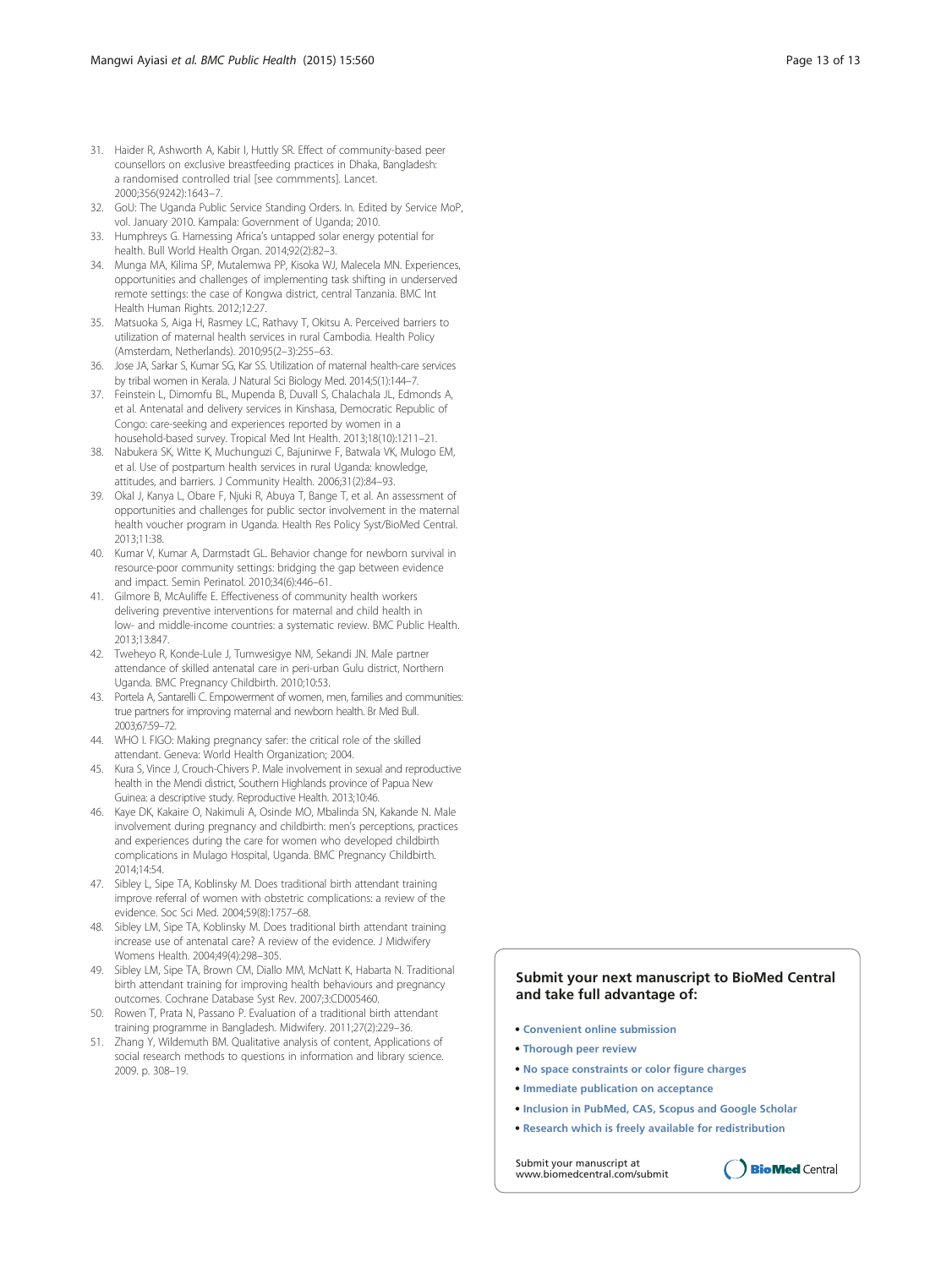31. Haider R, Ashworth A, Kabir I, Huttly SR. Effect of community-based peer counsellors on exclusive breastfeeding practices in Dhaka, Bangladesh: a randomised controlled trial [see commments]. Lancet. 2000;356(9242):1643–7.
32. GoU: The Uganda Public Service Standing Orders. In. Edited by Service MoP, vol. January 2010. Kampala: Government of Uganda; 2010.
33. Humphreys G. Harnessing Africa's untapped solar energy potential for health. Bull World Health Organ. 2014;92(2):82–3.
34. Munga MA, Kilima SP, Mutalemwa PP, Kisoka WJ, Malecela MN. Experiences, opportunities and challenges of implementing task shifting in underserved remote settings: the case of Kongwa district, central Tanzania. BMC Int Health Human Rights. 2012;12:27.
35. Matsuoka S, Aiga H, Rasmey LC, Rathavy T, Okitsu A. Perceived barriers to utilization of maternal health services in rural Cambodia. Health Policy (Amsterdam, Netherlands). 2010;95(2–3):255–63.
36. Jose JA, Sarkar S, Kumar SG, Kar SS. Utilization of maternal health-care services by tribal women in Kerala. J Natural Sci Biology Med. 2014;5(1):144–7.
37. Feinstein L, Dimomfu BL, Mupenda B, Duvall S, Chalachala JL, Edmonds A, et al. Antenatal and delivery services in Kinshasa, Democratic Republic of Congo: care-seeking and experiences reported by women in a household-based survey. Tropical Med Int Health. 2013;18(10):1211–21.
38. Nabukera SK, Witte K, Muchunguzi C, Bajunirwe F, Batwala VK, Mulogo EM, et al. Use of postpartum health services in rural Uganda: knowledge, attitudes, and barriers. J Community Health. 2006;31(2):84–93.
39. Okal J, Kanya L, Obare F, Njuki R, Abuya T, Bange T, et al. An assessment of opportunities and challenges for public sector involvement in the maternal health voucher program in Uganda. Health Res Policy Syst/BioMed Central. 2013;11:38.
40. Kumar V, Kumar A, Darmstadt GL. Behavior change for newborn survival in resource-poor community settings: bridging the gap between evidence and impact. Semin Perinatol. 2010;34(6):446–61.
41. Gilmore B, McAuliffe E. Effectiveness of community health workers delivering preventive interventions for maternal and child health in low- and middle-income countries: a systematic review. BMC Public Health. 2013;13:847.
42. Tweheyo R, Konde-Lule J, Tumwesigye NM, Sekandi JN. Male partner attendance of skilled antenatal care in peri-urban Gulu district, Northern Uganda. BMC Pregnancy Childbirth. 2010;10:53.
43. Portela A, Santarelli C. Empowerment of women, men, families and communities: true partners for improving maternal and newborn health. Br Med Bull. 2003;67:59–72.
44. WHO I. FIGO: Making pregnancy safer: the critical role of the skilled attendant. Geneva: World Health Organization; 2004.
45. Kura S, Vince J, Crouch-Chivers P. Male involvement in sexual and reproductive health in the Mendi district, Southern Highlands province of Papua New Guinea: a descriptive study. Reproductive Health. 2013;10:46.
46. Kaye DK, Kakaire O, Nakimuli A, Osinde MO, Mbalinda SN, Kakande N. Male involvement during pregnancy and childbirth: men's perceptions, practices and experiences during the care for women who developed childbirth complications in Mulago Hospital, Uganda. BMC Pregnancy Childbirth. 2014;14:54.
47. Sibley L, Sipe TA, Koblinsky M. Does traditional birth attendant training improve referral of women with obstetric complications: a review of the evidence. Soc Sci Med. 2004;59(8):1757–68.
48. Sibley LM, Sipe TA, Koblinsky M. Does traditional birth attendant training increase use of antenatal care? A review of the evidence. J Midwifery Womens Health. 2004;49(4):298–305.
49. Sibley LM, Sipe TA, Brown CM, Diallo MM, McNatt K, Habarta N. Traditional birth attendant training for improving health behaviours and pregnancy outcomes. Cochrane Database Syst Rev. 2007;3:CD005460.
50. Rowen T, Prata N, Passano P. Evaluation of a traditional birth attendant training programme in Bangladesh. Midwifery. 2011;27(2):229–36.
51. Zhang Y, Wildemuth BM. Qualitative analysis of content, Applications of social research methods to questions in information and library science. 2009. p. 308–19.

**Submit your next manuscript to BioMed Central and take full advantage of:**

- Convenient online submission
- Thorough peer review
- No space constraints or color figure charges
- Immediate publication on acceptance
- Inclusion in PubMed, CAS, Scopus and Google Scholar
- Research which is freely available for redistribution

Submit your manuscript at
www.biomedcentral.com/submit

BioMed Central